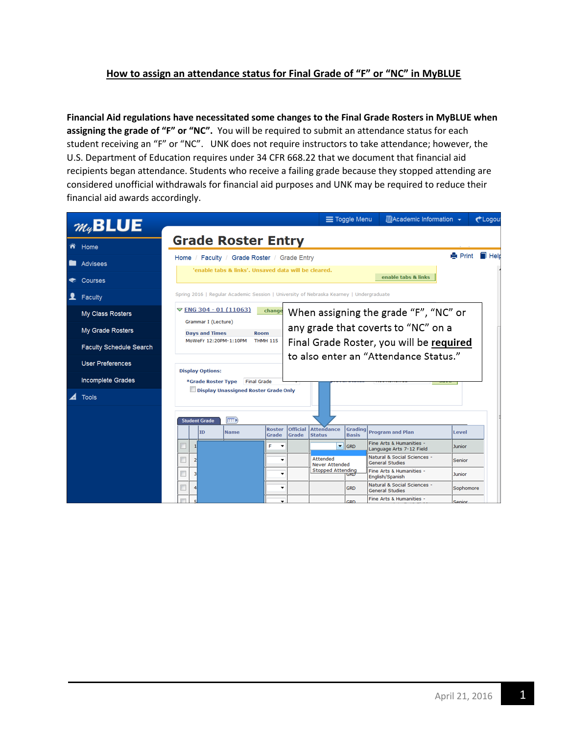# How to assign an attendance status for Final Grade of "F" or "NC" in MyBLUE

**Financial Aid regulations have necessitated some changes to the Final Grade Rosters in MyBLUE when assigning the grade of "F" or "NC".** You will be required to submit an attendance status for each student receiving an "F" or "NC". UNK does not require instructors to take attendance; however, the U.S. Department of Education requires under 34 CFR 668.22 that we document that financial aid recipients began attendance. Students who receive a failing grade because they stopped attending are considered unofficial withdrawals for financial aid purposes and UNK may be required to reduce their financial aid awards accordingly.

When assigning the grade "F", "NC" or any grade that coverts to "NC" on a Final Grade Roster, you will be **required** to also enter an "Attendance Status."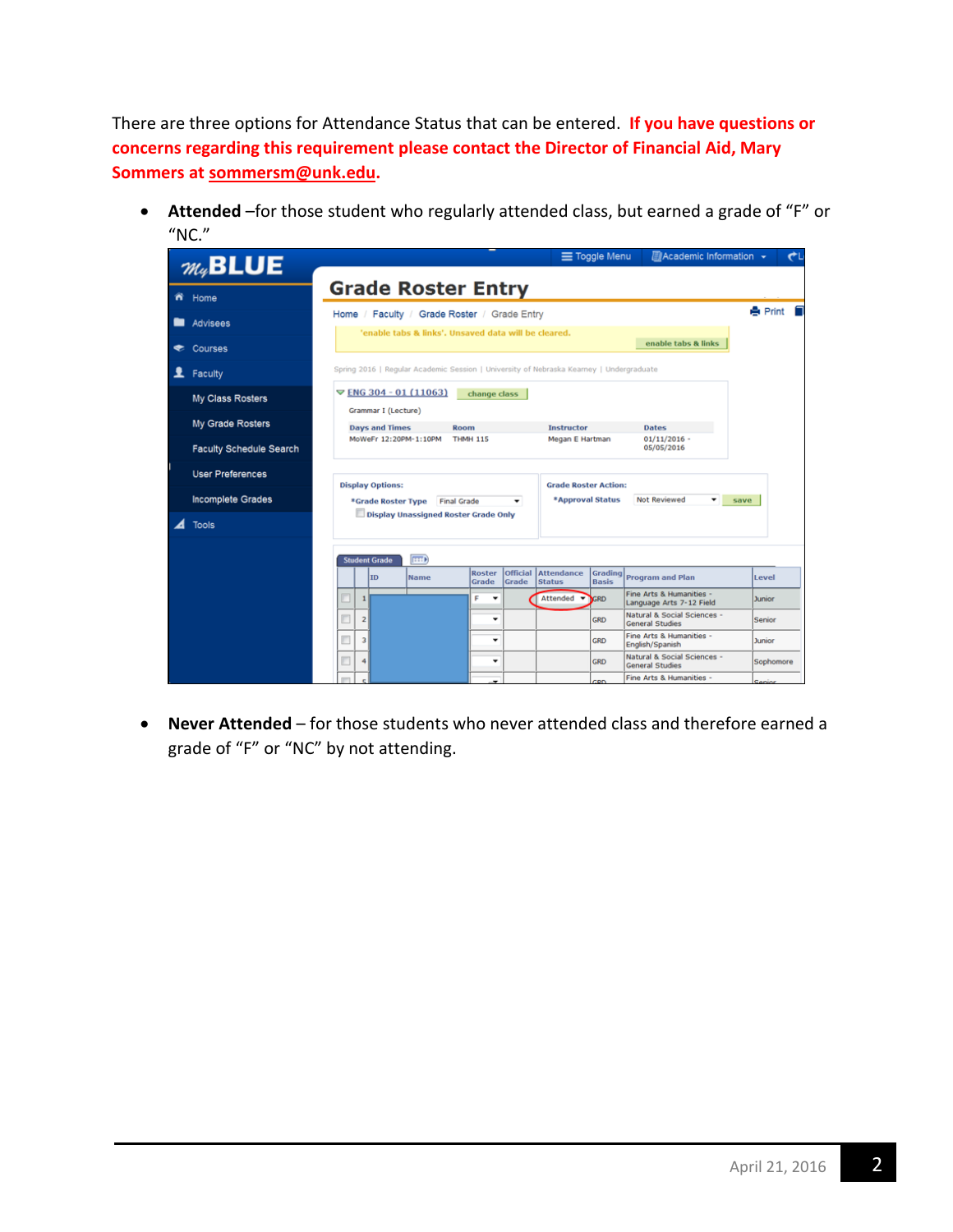There are three options for Attendance Status that can be entered. **If you have questions or concerns regarding this requirement please contact the Director of Financial Aid, Mary Sommers at sommersm@unk.edu.**

- **Attended** –for those student who regularly attended class, but earned a grade of "F" or "NC."

- **Never Attended** – for those students who never attended class and therefore earned a grade of "F" or "NC" by not attending.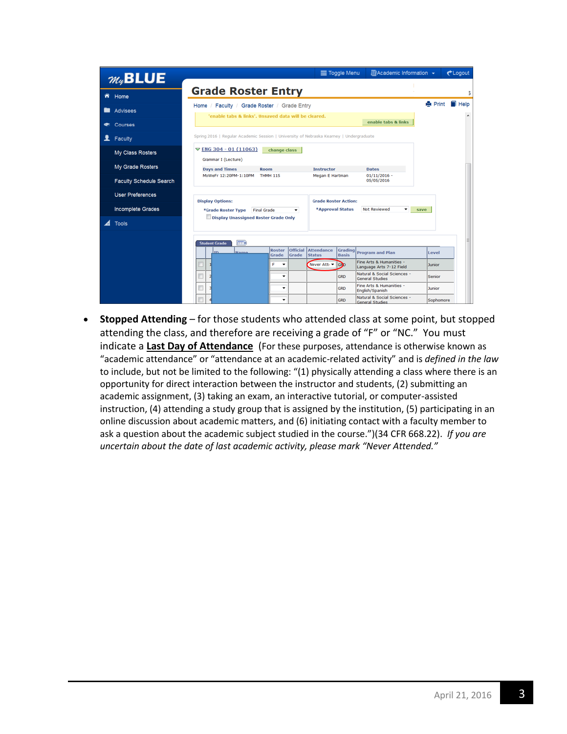- **Stopped Attending** – for those students who attended class at some point, but stopped attending the class, and therefore are receiving a grade of "F" or "NC." You must indicate a **Last Day of Attendance** (For these purposes, attendance is otherwise known as "academic attendance" or "attendance at an academic-related activity" and is *defined in the law* to include, but not be limited to the following: "(1) physically attending a class where there is an opportunity for direct interaction between the instructor and students, (2) submitting an academic assignment, (3) taking an exam, an interactive tutorial, or computer-assisted instruction, (4) attending a study group that is assigned by the institution, (5) participating in an online discussion about academic matters, and (6) initiating contact with a faculty member to ask a question about the academic subject studied in the course.")(34 CFR 668.22). *If you are uncertain about the date of last academic activity, please mark "Never Attended."*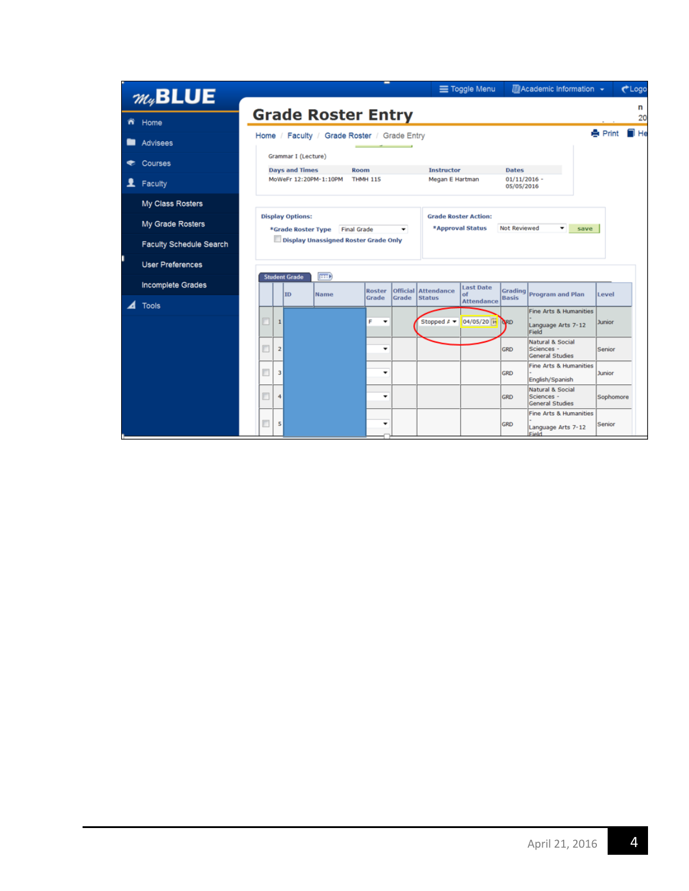myBLUE

Toggle Menu | Academic Information | Logout

- Home
- Advisees
- Courses
- Faculty
  - My Class Rosters
  - My Grade Rosters
  - Faculty Schedule Search
  - User Preferences
  - Incomplete Grades
- Tools

# Grade Roster Entry

Home / Faculty / Grade Roster / Grade Entry

Print | Help

Grammar I (Lecture)

| Days and Times | Room | Instructor | Dates |
|---|---|---|---|
| MoWeFr 12:20PM-1:10PM | THMH 115 | Megan E Hartman | 01/11/2016 - 05/05/2016 |

**Display Options:**

*Grade Roster Type: Final Grade

Display Unassigned Roster Grade Only

**Grade Roster Action:**

*Approval Status: Not Reviewed — save

Student Grade

| | | ID | Name | Roster Grade | Official Grade | Attendance Status | Last Date of Attendance | Grading Basis | Program and Plan | Level |
|---|---|---|---|---|---|---|---|---|---|---|
| | 1 | | | F | | Stopped A | 04/05/20 | GRD | Fine Arts & Humanities - Language Arts 7-12 Field | Junior |
| | 2 | | | | | | | GRD | Natural & Social Sciences - General Studies | Senior |
| | 3 | | | | | | | GRD | Fine Arts & Humanities - English/Spanish | Junior |
| | 4 | | | | | | | GRD | Natural & Social Sciences - General Studies | Sophomore |
| | 5 | | | | | | | GRD | Fine Arts & Humanities - Language Arts 7-12 Field | Senior |